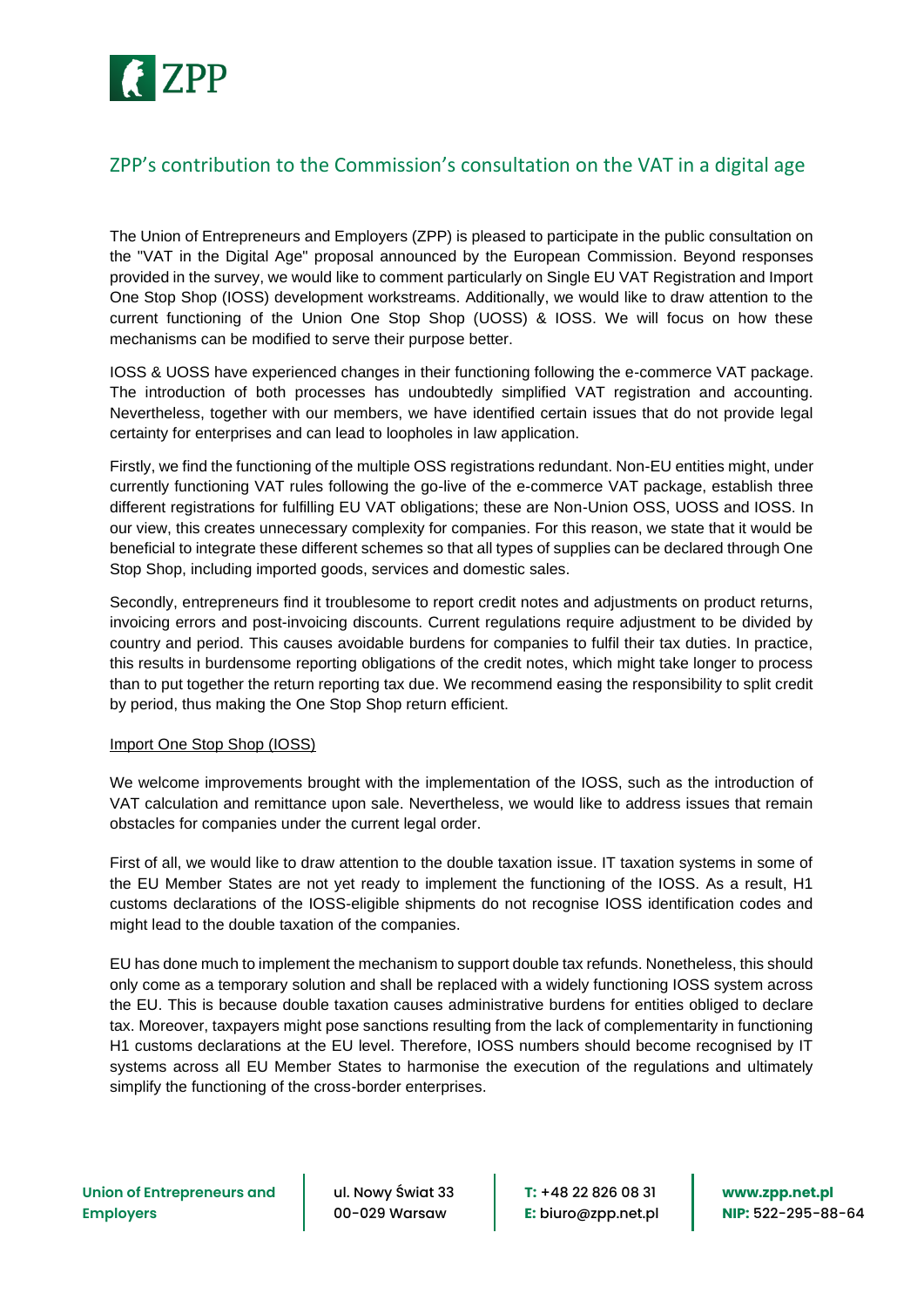# ZPP's contribution to the Commission's consultation on the VAT in a digital age

The Union of Entrepreneurs and Employers (ZPP) is pleased to participate in the public consultation on the "VAT in the Digital Age" proposal announced by the European Commission. Beyond responses provided in the survey, we would like to comment particularly on Single EU VAT Registration and Import One Stop Shop (IOSS) development workstreams. Additionally, we would like to draw attention to the current functioning of the Union One Stop Shop (UOSS) & IOSS. We will focus on how these mechanisms can be modified to serve their purpose better.

IOSS & UOSS have experienced changes in their functioning following the e-commerce VAT package. The introduction of both processes has undoubtedly simplified VAT registration and accounting. Nevertheless, together with our members, we have identified certain issues that do not provide legal certainty for enterprises and can lead to loopholes in law application.

Firstly, we find the functioning of the multiple OSS registrations redundant. Non-EU entities might, under currently functioning VAT rules following the go-live of the e-commerce VAT package, establish three different registrations for fulfilling EU VAT obligations; these are Non-Union OSS, UOSS and IOSS. In our view, this creates unnecessary complexity for companies. For this reason, we state that it would be beneficial to integrate these different schemes so that all types of supplies can be declared through One Stop Shop, including imported goods, services and domestic sales.

Secondly, entrepreneurs find it troublesome to report credit notes and adjustments on product returns, invoicing errors and post-invoicing discounts. Current regulations require adjustment to be divided by country and period. This causes avoidable burdens for companies to fulfil their tax duties. In practice, this results in burdensome reporting obligations of the credit notes, which might take longer to process than to put together the return reporting tax due. We recommend easing the responsibility to split credit by period, thus making the One Stop Shop return efficient.

## Import One Stop Shop (IOSS)

We welcome improvements brought with the implementation of the IOSS, such as the introduction of VAT calculation and remittance upon sale. Nevertheless, we would like to address issues that remain obstacles for companies under the current legal order.

First of all, we would like to draw attention to the double taxation issue. IT taxation systems in some of the EU Member States are not yet ready to implement the functioning of the IOSS. As a result, H1 customs declarations of the IOSS-eligible shipments do not recognise IOSS identification codes and might lead to the double taxation of the companies.

EU has done much to implement the mechanism to support double tax refunds. Nonetheless, this should only come as a temporary solution and shall be replaced with a widely functioning IOSS system across the EU. This is because double taxation causes administrative burdens for entities obliged to declare tax. Moreover, taxpayers might pose sanctions resulting from the lack of complementarity in functioning H1 customs declarations at the EU level. Therefore, IOSS numbers should become recognised by IT systems across all EU Member States to harmonise the execution of the regulations and ultimately simplify the functioning of the cross-border enterprises.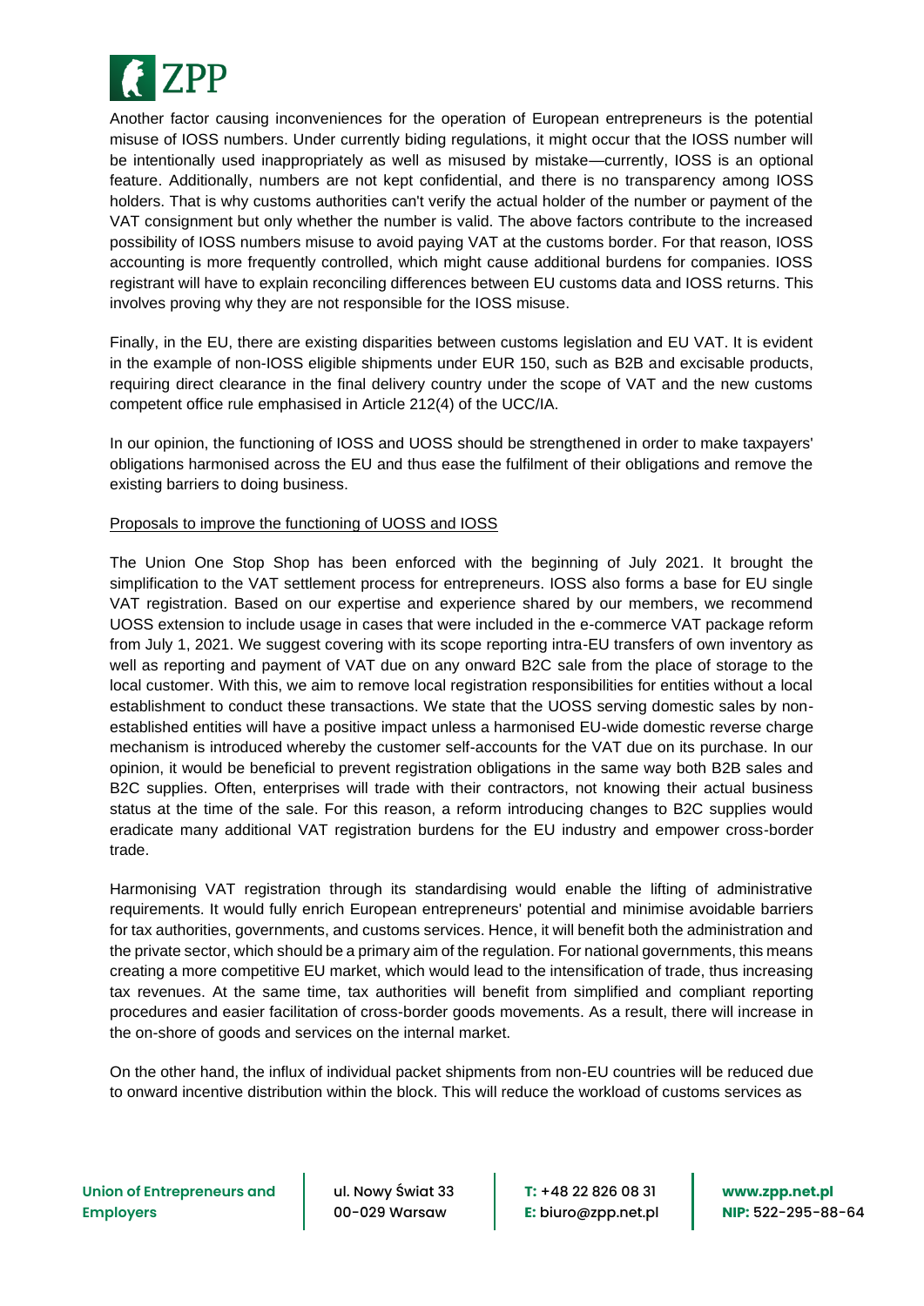Another factor causing inconveniences for the operation of European entrepreneurs is the potential misuse of IOSS numbers. Under currently biding regulations, it might occur that the IOSS number will be intentionally used inappropriately as well as misused by mistake—currently, IOSS is an optional feature. Additionally, numbers are not kept confidential, and there is no transparency among IOSS holders. That is why customs authorities can't verify the actual holder of the number or payment of the VAT consignment but only whether the number is valid. The above factors contribute to the increased possibility of IOSS numbers misuse to avoid paying VAT at the customs border. For that reason, IOSS accounting is more frequently controlled, which might cause additional burdens for companies. IOSS registrant will have to explain reconciling differences between EU customs data and IOSS returns. This involves proving why they are not responsible for the IOSS misuse.

Finally, in the EU, there are existing disparities between customs legislation and EU VAT. It is evident in the example of non-IOSS eligible shipments under EUR 150, such as B2B and excisable products, requiring direct clearance in the final delivery country under the scope of VAT and the new customs competent office rule emphasised in Article 212(4) of the UCC/IA.

In our opinion, the functioning of IOSS and UOSS should be strengthened in order to make taxpayers' obligations harmonised across the EU and thus ease the fulfilment of their obligations and remove the existing barriers to doing business.

Proposals to improve the functioning of UOSS and IOSS

The Union One Stop Shop has been enforced with the beginning of July 2021. It brought the simplification to the VAT settlement process for entrepreneurs. IOSS also forms a base for EU single VAT registration. Based on our expertise and experience shared by our members, we recommend UOSS extension to include usage in cases that were included in the e-commerce VAT package reform from July 1, 2021. We suggest covering with its scope reporting intra-EU transfers of own inventory as well as reporting and payment of VAT due on any onward B2C sale from the place of storage to the local customer. With this, we aim to remove local registration responsibilities for entities without a local establishment to conduct these transactions. We state that the UOSS serving domestic sales by non-established entities will have a positive impact unless a harmonised EU-wide domestic reverse charge mechanism is introduced whereby the customer self-accounts for the VAT due on its purchase. In our opinion, it would be beneficial to prevent registration obligations in the same way both B2B sales and B2C supplies. Often, enterprises will trade with their contractors, not knowing their actual business status at the time of the sale. For this reason, a reform introducing changes to B2C supplies would eradicate many additional VAT registration burdens for the EU industry and empower cross-border trade.

Harmonising VAT registration through its standardising would enable the lifting of administrative requirements. It would fully enrich European entrepreneurs' potential and minimise avoidable barriers for tax authorities, governments, and customs services. Hence, it will benefit both the administration and the private sector, which should be a primary aim of the regulation. For national governments, this means creating a more competitive EU market, which would lead to the intensification of trade, thus increasing tax revenues. At the same time, tax authorities will benefit from simplified and compliant reporting procedures and easier facilitation of cross-border goods movements. As a result, there will increase in the on-shore of goods and services on the internal market.

On the other hand, the influx of individual packet shipments from non-EU countries will be reduced due to onward incentive distribution within the block. This will reduce the workload of customs services as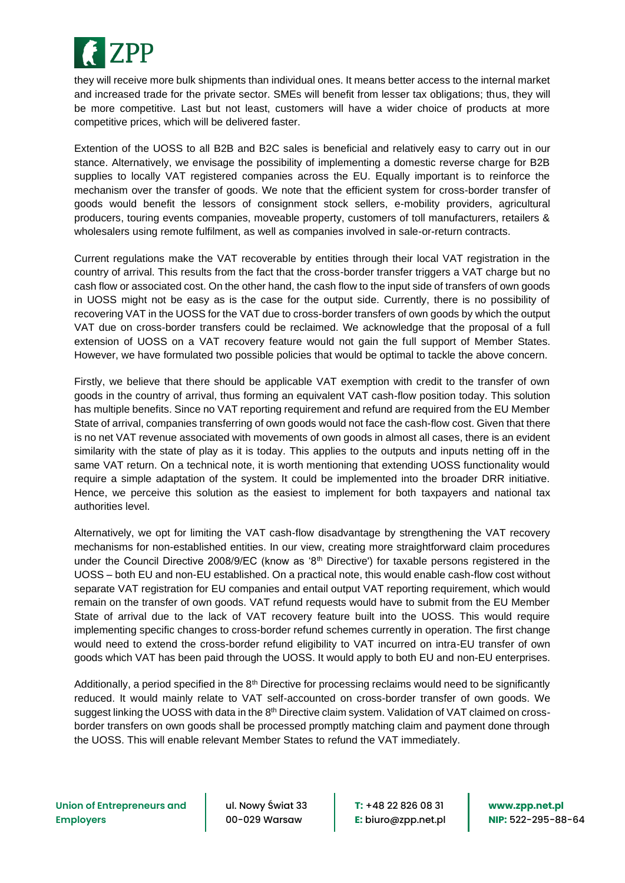they will receive more bulk shipments than individual ones. It means better access to the internal market and increased trade for the private sector. SMEs will benefit from lesser tax obligations; thus, they will be more competitive. Last but not least, customers will have a wider choice of products at more competitive prices, which will be delivered faster.

Extention of the UOSS to all B2B and B2C sales is beneficial and relatively easy to carry out in our stance. Alternatively, we envisage the possibility of implementing a domestic reverse charge for B2B supplies to locally VAT registered companies across the EU. Equally important is to reinforce the mechanism over the transfer of goods. We note that the efficient system for cross-border transfer of goods would benefit the lessors of consignment stock sellers, e-mobility providers, agricultural producers, touring events companies, moveable property, customers of toll manufacturers, retailers & wholesalers using remote fulfilment, as well as companies involved in sale-or-return contracts.

Current regulations make the VAT recoverable by entities through their local VAT registration in the country of arrival. This results from the fact that the cross-border transfer triggers a VAT charge but no cash flow or associated cost. On the other hand, the cash flow to the input side of transfers of own goods in UOSS might not be easy as is the case for the output side. Currently, there is no possibility of recovering VAT in the UOSS for the VAT due to cross-border transfers of own goods by which the output VAT due on cross-border transfers could be reclaimed. We acknowledge that the proposal of a full extension of UOSS on a VAT recovery feature would not gain the full support of Member States. However, we have formulated two possible policies that would be optimal to tackle the above concern.

Firstly, we believe that there should be applicable VAT exemption with credit to the transfer of own goods in the country of arrival, thus forming an equivalent VAT cash-flow position today. This solution has multiple benefits. Since no VAT reporting requirement and refund are required from the EU Member State of arrival, companies transferring of own goods would not face the cash-flow cost. Given that there is no net VAT revenue associated with movements of own goods in almost all cases, there is an evident similarity with the state of play as it is today. This applies to the outputs and inputs netting off in the same VAT return. On a technical note, it is worth mentioning that extending UOSS functionality would require a simple adaptation of the system. It could be implemented into the broader DRR initiative. Hence, we perceive this solution as the easiest to implement for both taxpayers and national tax authorities level.

Alternatively, we opt for limiting the VAT cash-flow disadvantage by strengthening the VAT recovery mechanisms for non-established entities. In our view, creating more straightforward claim procedures under the Council Directive 2008/9/EC (know as '8th Directive') for taxable persons registered in the UOSS – both EU and non-EU established. On a practical note, this would enable cash-flow cost without separate VAT registration for EU companies and entail output VAT reporting requirement, which would remain on the transfer of own goods. VAT refund requests would have to submit from the EU Member State of arrival due to the lack of VAT recovery feature built into the UOSS. This would require implementing specific changes to cross-border refund schemes currently in operation. The first change would need to extend the cross-border refund eligibility to VAT incurred on intra-EU transfer of own goods which VAT has been paid through the UOSS. It would apply to both EU and non-EU enterprises.

Additionally, a period specified in the 8th Directive for processing reclaims would need to be significantly reduced. It would mainly relate to VAT self-accounted on cross-border transfer of own goods. We suggest linking the UOSS with data in the 8th Directive claim system. Validation of VAT claimed on cross-border transfers on own goods shall be processed promptly matching claim and payment done through the UOSS. This will enable relevant Member States to refund the VAT immediately.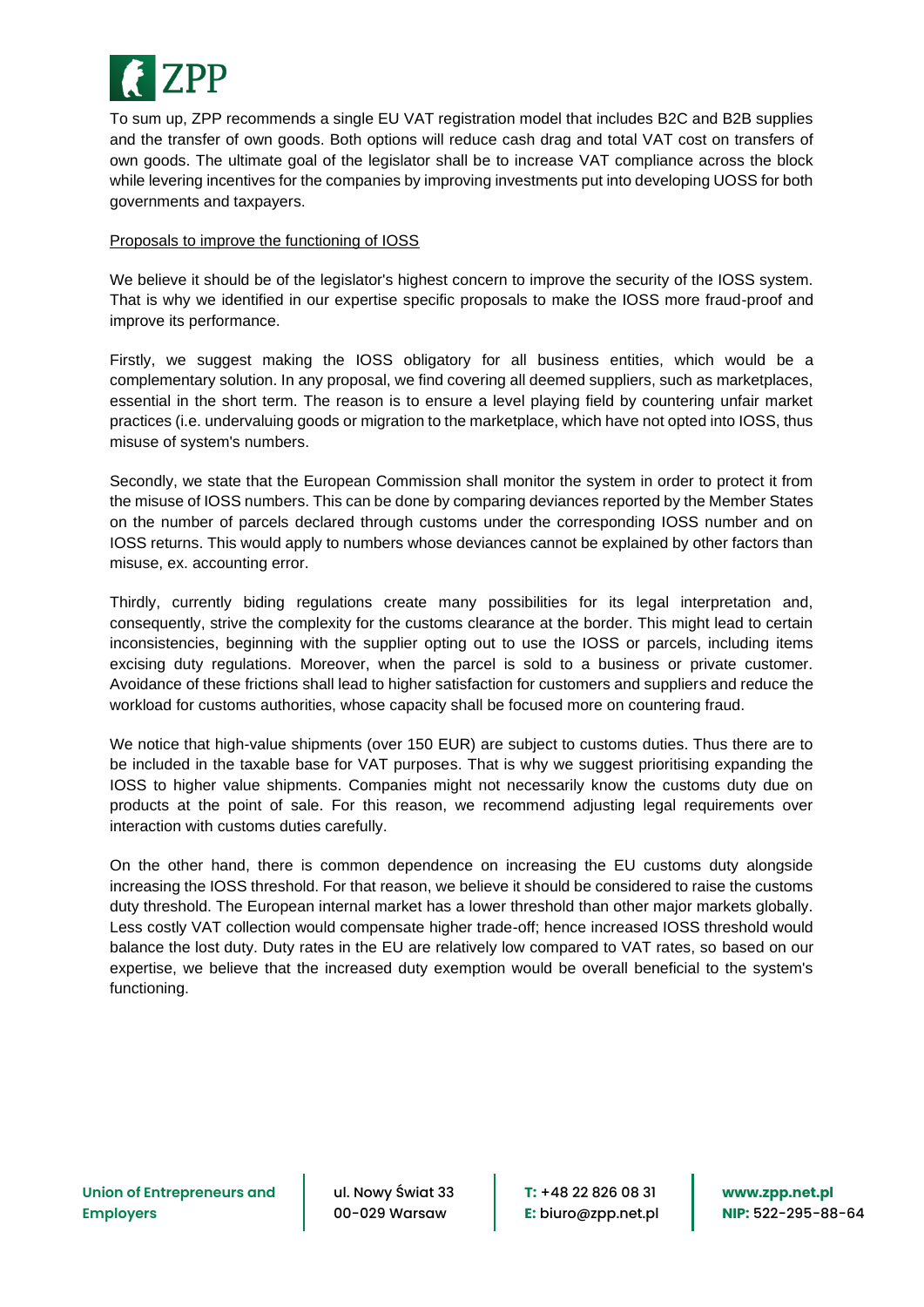To sum up, ZPP recommends a single EU VAT registration model that includes B2C and B2B supplies and the transfer of own goods. Both options will reduce cash drag and total VAT cost on transfers of own goods. The ultimate goal of the legislator shall be to increase VAT compliance across the block while levering incentives for the companies by improving investments put into developing UOSS for both governments and taxpayers.

<u>Proposals to improve the functioning of IOSS</u>

We believe it should be of the legislator's highest concern to improve the security of the IOSS system. That is why we identified in our expertise specific proposals to make the IOSS more fraud-proof and improve its performance.

Firstly, we suggest making the IOSS obligatory for all business entities, which would be a complementary solution. In any proposal, we find covering all deemed suppliers, such as marketplaces, essential in the short term. The reason is to ensure a level playing field by countering unfair market practices (i.e. undervaluing goods or migration to the marketplace, which have not opted into IOSS, thus misuse of system's numbers.

Secondly, we state that the European Commission shall monitor the system in order to protect it from the misuse of IOSS numbers. This can be done by comparing deviances reported by the Member States on the number of parcels declared through customs under the corresponding IOSS number and on IOSS returns. This would apply to numbers whose deviances cannot be explained by other factors than misuse, ex. accounting error.

Thirdly, currently biding regulations create many possibilities for its legal interpretation and, consequently, strive the complexity for the customs clearance at the border. This might lead to certain inconsistencies, beginning with the supplier opting out to use the IOSS or parcels, including items excising duty regulations. Moreover, when the parcel is sold to a business or private customer. Avoidance of these frictions shall lead to higher satisfaction for customers and suppliers and reduce the workload for customs authorities, whose capacity shall be focused more on countering fraud.

We notice that high-value shipments (over 150 EUR) are subject to customs duties. Thus there are to be included in the taxable base for VAT purposes. That is why we suggest prioritising expanding the IOSS to higher value shipments. Companies might not necessarily know the customs duty due on products at the point of sale. For this reason, we recommend adjusting legal requirements over interaction with customs duties carefully.

On the other hand, there is common dependence on increasing the EU customs duty alongside increasing the IOSS threshold. For that reason, we believe it should be considered to raise the customs duty threshold. The European internal market has a lower threshold than other major markets globally. Less costly VAT collection would compensate higher trade-off; hence increased IOSS threshold would balance the lost duty. Duty rates in the EU are relatively low compared to VAT rates, so based on our expertise, we believe that the increased duty exemption would be overall beneficial to the system's functioning.